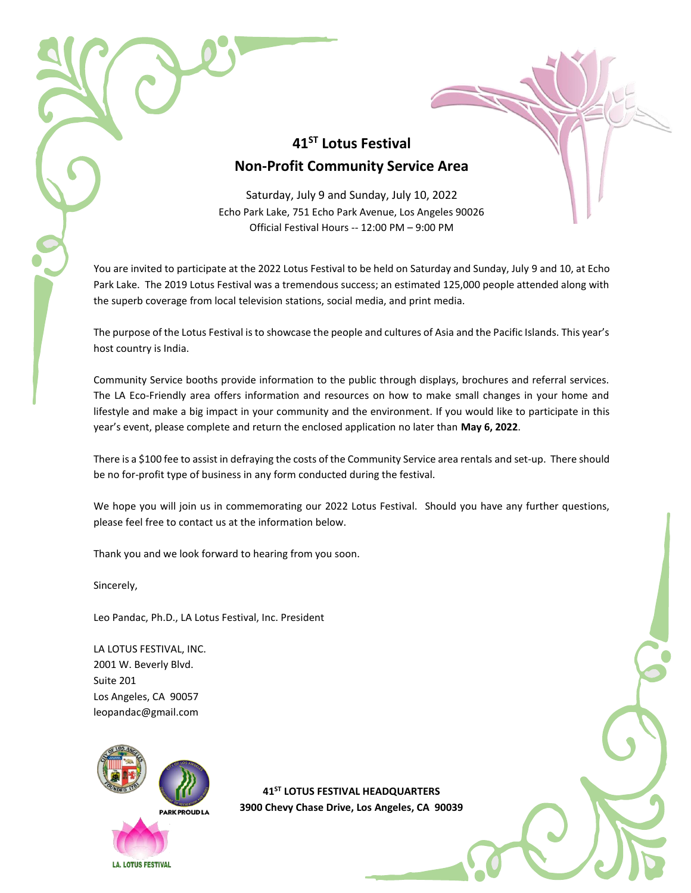# 41[ST] Lotus Festival
# Non-Profit Community Service Area

Saturday, July 9 and Sunday, July 10, 2022
Echo Park Lake, 751 Echo Park Avenue, Los Angeles 90026
Official Festival Hours -- 12:00 PM – 9:00 PM

You are invited to participate at the 2022 Lotus Festival to be held on Saturday and Sunday, July 9 and 10, at Echo Park Lake. The 2019 Lotus Festival was a tremendous success; an estimated 125,000 people attended along with the superb coverage from local television stations, social media, and print media.

The purpose of the Lotus Festival is to showcase the people and cultures of Asia and the Pacific Islands. This year's host country is India.

Community Service booths provide information to the public through displays, brochures and referral services. The LA Eco-Friendly area offers information and resources on how to make small changes in your home and lifestyle and make a big impact in your community and the environment. If you would like to participate in this year's event, please complete and return the enclosed application no later than **May 6, 2022**.

There is a $100 fee to assist in defraying the costs of the Community Service area rentals and set-up. There should be no for-profit type of business in any form conducted during the festival.

We hope you will join us in commemorating our 2022 Lotus Festival. Should you have any further questions, please feel free to contact us at the information below.

Thank you and we look forward to hearing from you soon.

Sincerely,

Leo Pandac, Ph.D., LA Lotus Festival, Inc. President

LA LOTUS FESTIVAL, INC.
2001 W. Beverly Blvd.
Suite 201
Los Angeles, CA 90057
leopandac@gmail.com

PARK PROUD LA

LA. LOTUS FESTIVAL

**41[ST] LOTUS FESTIVAL HEADQUARTERS**
**3900 Chevy Chase Drive, Los Angeles, CA 90039**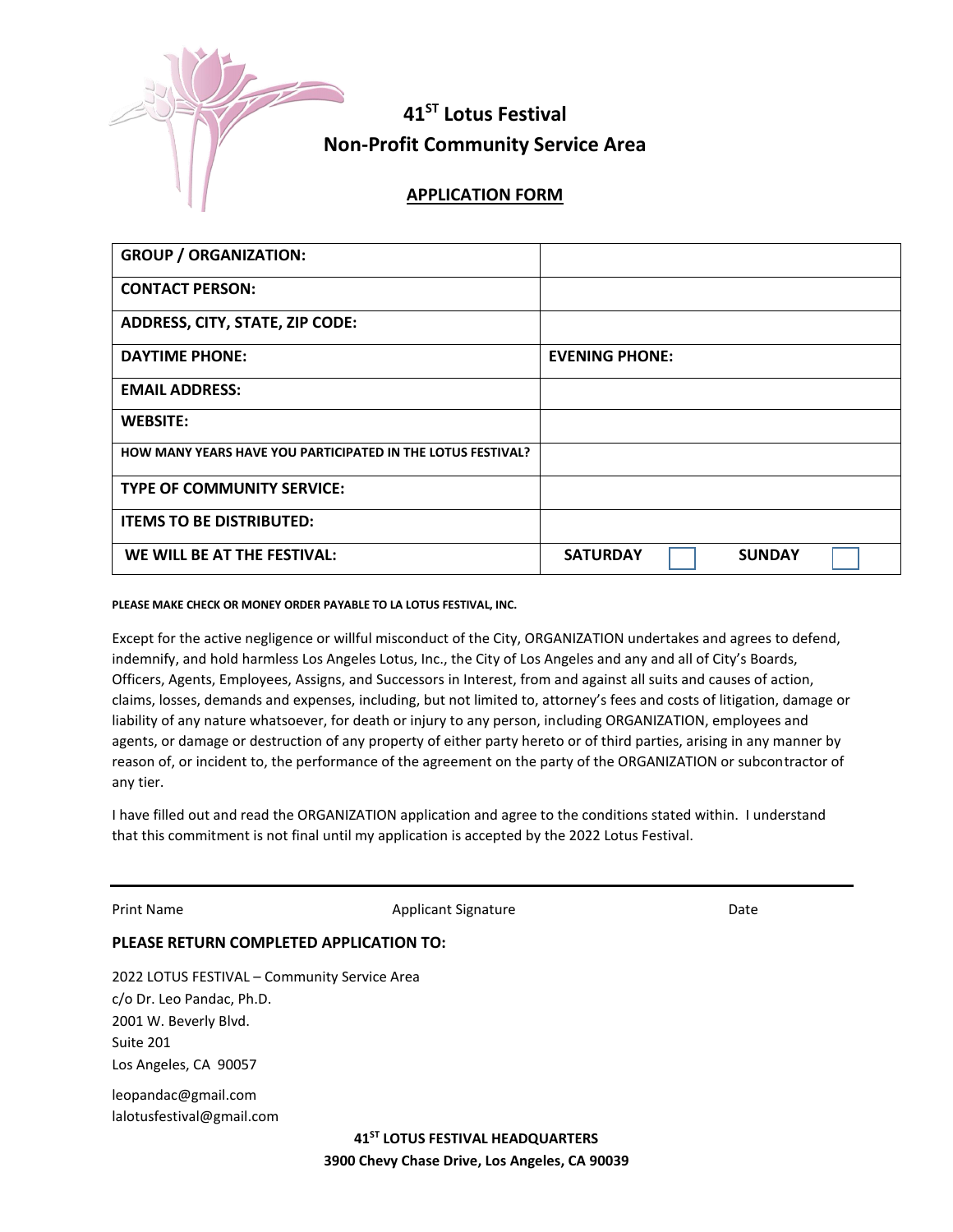# 41ST Lotus Festival

## Non-Profit Community Service Area

### APPLICATION FORM

| | |
|---|---|
| **GROUP / ORGANIZATION:** | |
| **CONTACT PERSON:** | |
| **ADDRESS, CITY, STATE, ZIP CODE:** | |
| **DAYTIME PHONE:** | **EVENING PHONE:** |
| **EMAIL ADDRESS:** | |
| **WEBSITE:** | |
| **HOW MANY YEARS HAVE YOU PARTICIPATED IN THE LOTUS FESTIVAL?** | |
| **TYPE OF COMMUNITY SERVICE:** | |
| **ITEMS TO BE DISTRIBUTED:** | |
| **WE WILL BE AT THE FESTIVAL:** | **SATURDAY** ☐ **SUNDAY** ☐ |

**PLEASE MAKE CHECK OR MONEY ORDER PAYABLE TO LA LOTUS FESTIVAL, INC.**

Except for the active negligence or willful misconduct of the City, ORGANIZATION undertakes and agrees to defend, indemnify, and hold harmless Los Angeles Lotus, Inc., the City of Los Angeles and any and all of City's Boards, Officers, Agents, Employees, Assigns, and Successors in Interest, from and against all suits and causes of action, claims, losses, demands and expenses, including, but not limited to, attorney's fees and costs of litigation, damage or liability of any nature whatsoever, for death or injury to any person, including ORGANIZATION, employees and agents, or damage or destruction of any property of either party hereto or of third parties, arising in any manner by reason of, or incident to, the performance of the agreement on the party of the ORGANIZATION or subcontractor of any tier.

I have filled out and read the ORGANIZATION application and agree to the conditions stated within. I understand that this commitment is not final until my application is accepted by the 2022 Lotus Festival.

Print Name Applicant Signature Date

**PLEASE RETURN COMPLETED APPLICATION TO:**

2022 LOTUS FESTIVAL – Community Service Area
c/o Dr. Leo Pandac, Ph.D.
2001 W. Beverly Blvd.
Suite 201
Los Angeles, CA 90057

leopandac@gmail.com
lalotusfestival@gmail.com

**41ST LOTUS FESTIVAL HEADQUARTERS**
**3900 Chevy Chase Drive, Los Angeles, CA 90039**